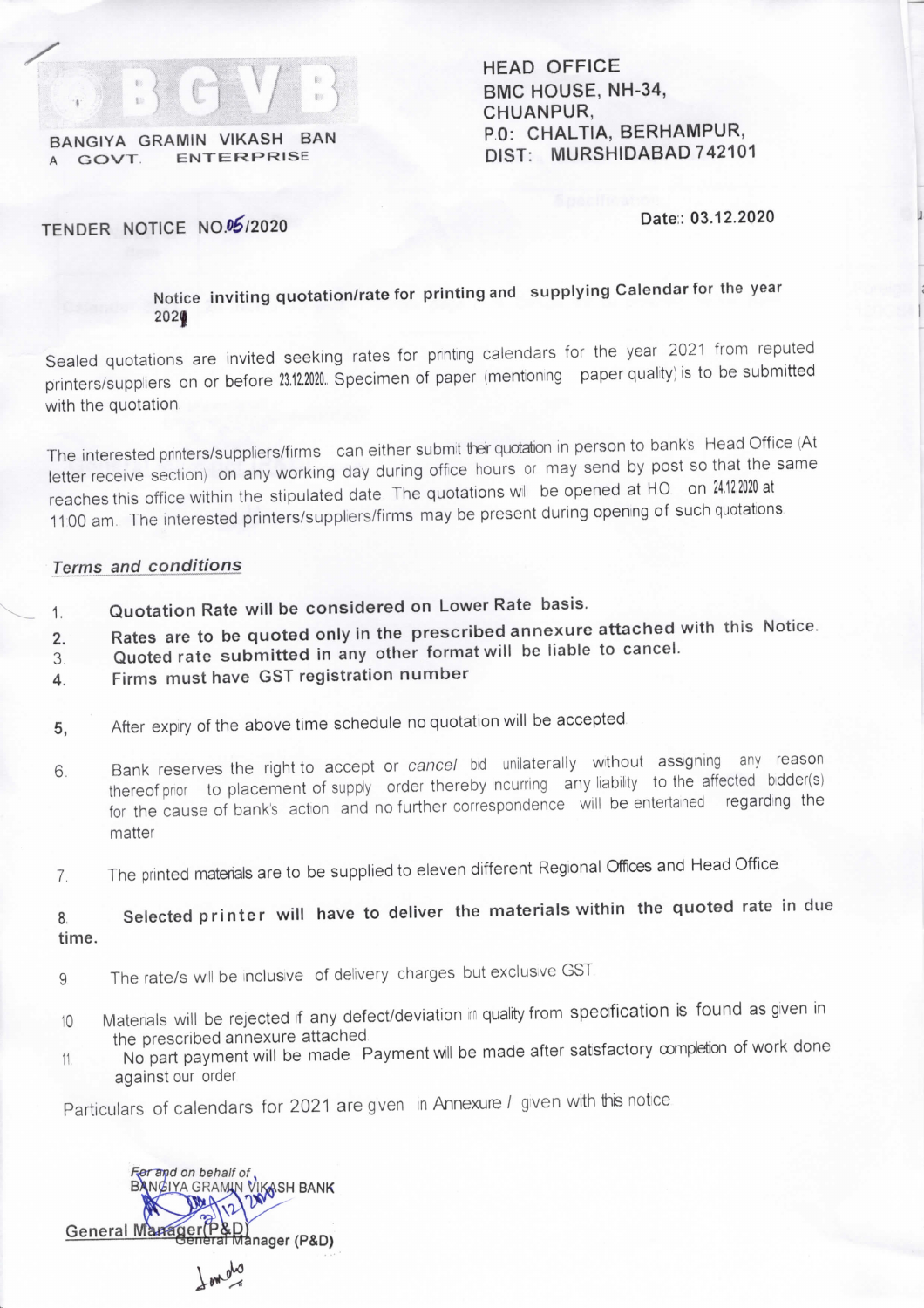BGVB

BANGIYA GRAMIN VIKASH BAN
A GOVT. ENTERPRISE

HEAD OFFICE
BMC HOUSE, NH-34,
CHUANPUR,
P.O: CHALTIA, BERHAMPUR,
DIST: MURSHIDABAD 742101

TENDER NOTICE NO.05/2020

Date: 03.12.2020

**Notice inviting quotation/rate for printing and supplying Calendar for the year 2021**

Sealed quotations are invited seeking rates for printing calendars for the year 2021 from reputed printers/suppliers on or before 23.12.2020. Specimen of paper (mentioning paper quality) is to be submitted with the quotation.

The interested printers/suppliers/firms can either submit their quotation in person to bank's Head Office (At letter receive section) on any working day during office hours or may send by post so that the same reaches this office within the stipulated date. The quotations will be opened at HO on 24.12.2020 at 11.00 am. The interested printers/suppliers/firms may be present during opening of such quotations.

***Terms and conditions***

1. **Quotation Rate will be considered on Lower Rate basis.**
2. **Rates are to be quoted only in the prescribed annexure attached with this Notice.**
3. **Quoted rate submitted in any other format will be liable to cancel.**
4. **Firms must have GST registration number**
5. After expiry of the above time schedule no quotation will be accepted.
6. Bank reserves the right to accept or *cancel* bid unilaterally without assigning any reason thereof prior to placement of supply order thereby incurring any liability to the affected bidder(s) for the cause of bank's action and no further correspondence will be entertained regarding the matter.
7. The printed materials are to be supplied to eleven different Regional Offices and Head Office.
8. **Selected printer will have to deliver the materials within the quoted rate in due time.**
9. The rate/s will be inclusive of delivery charges but exclusive GST.
10. Materials will be rejected if any defect/deviation in quality from specification is found as given in the prescribed annexure attached.
11. No part payment will be made. Payment will be made after satisfactory completion of work done against our order.

Particulars of calendars for 2021 are given in Annexure I given with this notice.

For and on behalf of
BANGIYA GRAMIN VIKASH BANK

General Manager (P&D)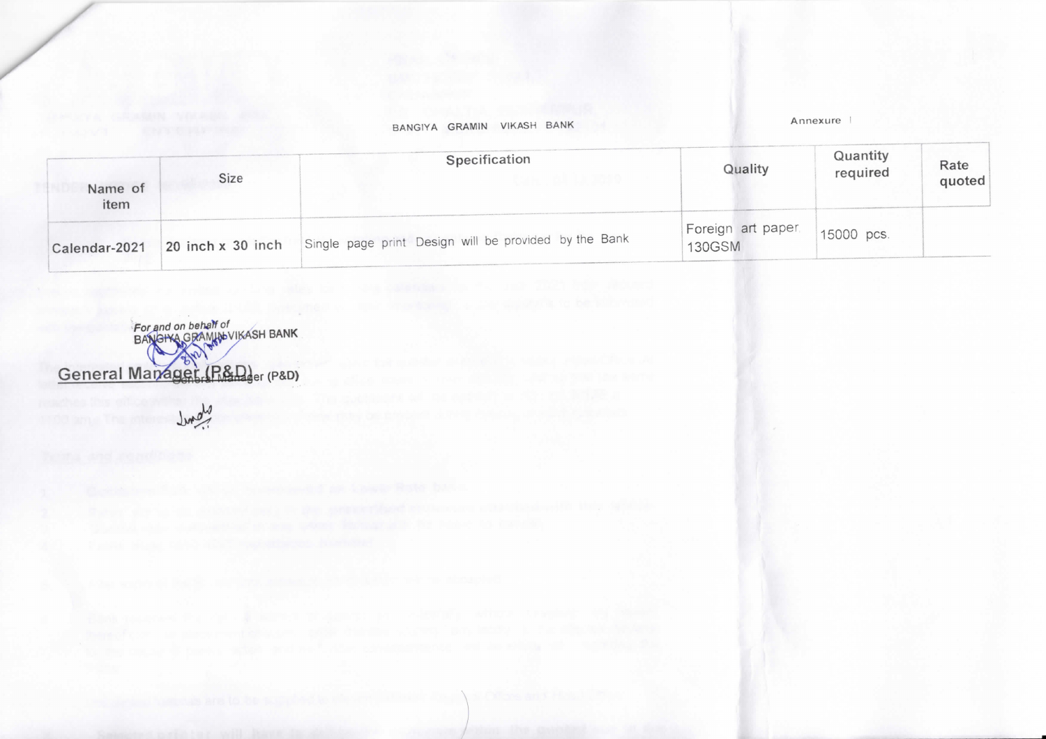Annexure I

BANGIYA GRAMIN VIKASH BANK

| Name of item | Size | Specification | Quality | Quantity required | Rate quoted |
|---|---|---|---|---|---|
| Calendar-2021 | 20 inch x 30 inch | Single page print Design will be provided by the Bank | Foreign art paper 130GSM | 15000 pcs. | |

For and on behalf of
BANGIYA GRAMIN VIKASH BANK

General Manager (P&D)